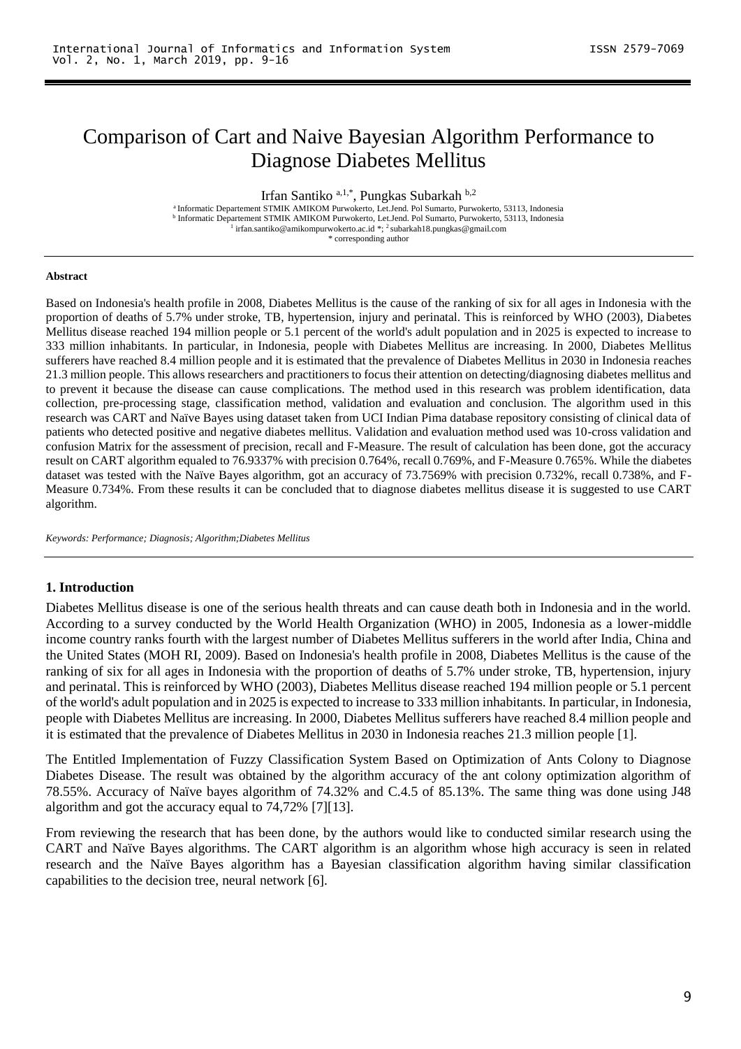# Comparison of Cart and Naive Bayesian Algorithm Performance to Diagnose Diabetes Mellitus

Irfan Santiko [a,1,*], Pungkas Subarkah [b,2]

[a] Informatic Departement STMIK AMIKOM Purwokerto, Let.Jend. Pol Sumarto, Purwokerto, 53113, Indonesia
[b] Informatic Departement STMIK AMIKOM Purwokerto, Let.Jend. Pol Sumarto, Purwokerto, 53113, Indonesia
[1] irfan.santiko@amikompurwokerto.ac.id *; [2] subarkah18.pungkas@gmail.com
* corresponding author

#### Abstract

Based on Indonesia's health profile in 2008, Diabetes Mellitus is the cause of the ranking of six for all ages in Indonesia with the proportion of deaths of 5.7% under stroke, TB, hypertension, injury and perinatal. This is reinforced by WHO (2003), Diabetes Mellitus disease reached 194 million people or 5.1 percent of the world's adult population and in 2025 is expected to increase to 333 million inhabitants. In particular, in Indonesia, people with Diabetes Mellitus are increasing. In 2000, Diabetes Mellitus sufferers have reached 8.4 million people and it is estimated that the prevalence of Diabetes Mellitus in 2030 in Indonesia reaches 21.3 million people. This allows researchers and practitioners to focus their attention on detecting/diagnosing diabetes mellitus and to prevent it because the disease can cause complications. The method used in this research was problem identification, data collection, pre-processing stage, classification method, validation and evaluation and conclusion. The algorithm used in this research was CART and Naïve Bayes using dataset taken from UCI Indian Pima database repository consisting of clinical data of patients who detected positive and negative diabetes mellitus. Validation and evaluation method used was 10-cross validation and confusion Matrix for the assessment of precision, recall and F-Measure. The result of calculation has been done, got the accuracy result on CART algorithm equaled to 76.9337% with precision 0.764%, recall 0.769%, and F-Measure 0.765%. While the diabetes dataset was tested with the Naïve Bayes algorithm, got an accuracy of 73.7569% with precision 0.732%, recall 0.738%, and F-Measure 0.734%. From these results it can be concluded that to diagnose diabetes mellitus disease it is suggested to use CART algorithm.

*Keywords: Performance; Diagnosis; Algorithm;Diabetes Mellitus*

## 1. Introduction

Diabetes Mellitus disease is one of the serious health threats and can cause death both in Indonesia and in the world. According to a survey conducted by the World Health Organization (WHO) in 2005, Indonesia as a lower-middle income country ranks fourth with the largest number of Diabetes Mellitus sufferers in the world after India, China and the United States (MOH RI, 2009). Based on Indonesia's health profile in 2008, Diabetes Mellitus is the cause of the ranking of six for all ages in Indonesia with the proportion of deaths of 5.7% under stroke, TB, hypertension, injury and perinatal. This is reinforced by WHO (2003), Diabetes Mellitus disease reached 194 million people or 5.1 percent of the world's adult population and in 2025 is expected to increase to 333 million inhabitants. In particular, in Indonesia, people with Diabetes Mellitus are increasing. In 2000, Diabetes Mellitus sufferers have reached 8.4 million people and it is estimated that the prevalence of Diabetes Mellitus in 2030 in Indonesia reaches 21.3 million people [1].

The Entitled Implementation of Fuzzy Classification System Based on Optimization of Ants Colony to Diagnose Diabetes Disease. The result was obtained by the algorithm accuracy of the ant colony optimization algorithm of 78.55%. Accuracy of Naïve bayes algorithm of 74.32% and C.4.5 of 85.13%. The same thing was done using J48 algorithm and got the accuracy equal to 74,72% [7][13].

From reviewing the research that has been done, by the authors would like to conducted similar research using the CART and Naïve Bayes algorithms. The CART algorithm is an algorithm whose high accuracy is seen in related research and the Naïve Bayes algorithm has a Bayesian classification algorithm having similar classification capabilities to the decision tree, neural network [6].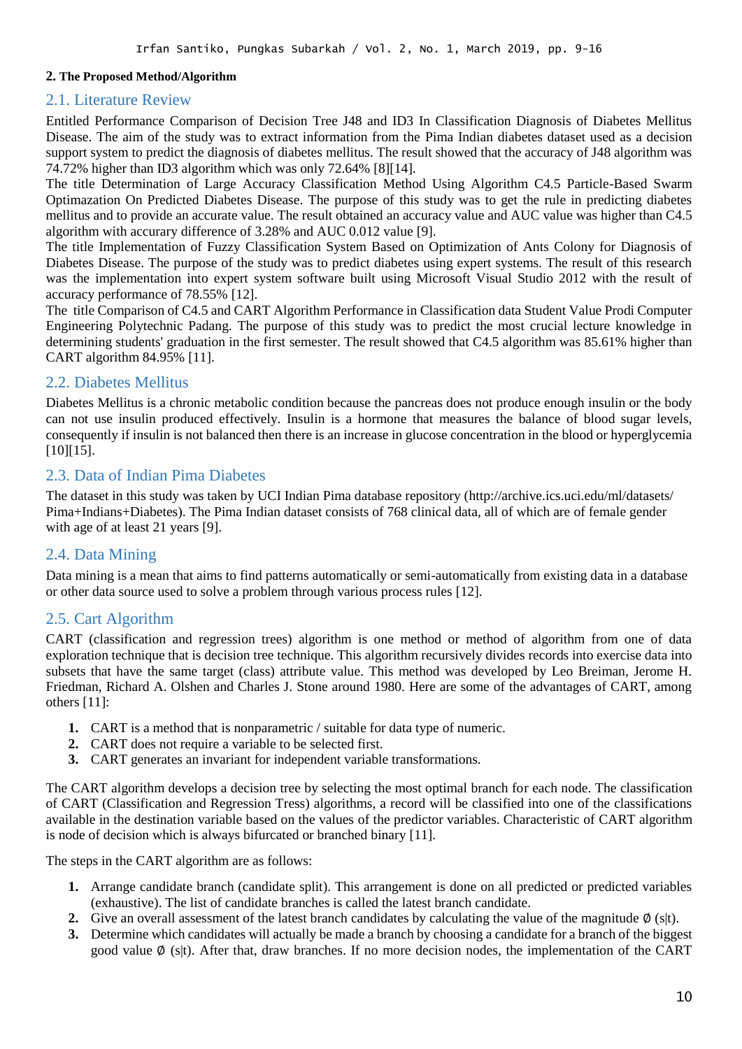## 2. The Proposed Method/Algorithm

### 2.1. Literature Review

Entitled Performance Comparison of Decision Tree J48 and ID3 In Classification Diagnosis of Diabetes Mellitus Disease. The aim of the study was to extract information from the Pima Indian diabetes dataset used as a decision support system to predict the diagnosis of diabetes mellitus. The result showed that the accuracy of J48 algorithm was 74.72% higher than ID3 algorithm which was only 72.64% [8][14].

The title Determination of Large Accuracy Classification Method Using Algorithm C4.5 Particle-Based Swarm Optimazation On Predicted Diabetes Disease. The purpose of this study was to get the rule in predicting diabetes mellitus and to provide an accurate value. The result obtained an accuracy value and AUC value was higher than C4.5 algorithm with accurary difference of 3.28% and AUC 0.012 value [9].

The title Implementation of Fuzzy Classification System Based on Optimization of Ants Colony for Diagnosis of Diabetes Disease. The purpose of the study was to predict diabetes using expert systems. The result of this research was the implementation into expert system software built using Microsoft Visual Studio 2012 with the result of accuracy performance of 78.55% [12].

The title Comparison of C4.5 and CART Algorithm Performance in Classification data Student Value Prodi Computer Engineering Polytechnic Padang. The purpose of this study was to predict the most crucial lecture knowledge in determining students' graduation in the first semester. The result showed that C4.5 algorithm was 85.61% higher than CART algorithm 84.95% [11].

### 2.2. Diabetes Mellitus

Diabetes Mellitus is a chronic metabolic condition because the pancreas does not produce enough insulin or the body can not use insulin produced effectively. Insulin is a hormone that measures the balance of blood sugar levels, consequently if insulin is not balanced then there is an increase in glucose concentration in the blood or hyperglycemia [10][15].

### 2.3. Data of Indian Pima Diabetes

The dataset in this study was taken by UCI Indian Pima database repository (http://archive.ics.uci.edu/ml/datasets/Pima+Indians+Diabetes). The Pima Indian dataset consists of 768 clinical data, all of which are of female gender with age of at least 21 years [9].

### 2.4. Data Mining

Data mining is a mean that aims to find patterns automatically or semi-automatically from existing data in a database or other data source used to solve a problem through various process rules [12].

### 2.5. Cart Algorithm

CART (classification and regression trees) algorithm is one method or method of algorithm from one of data exploration technique that is decision tree technique. This algorithm recursively divides records into exercise data into subsets that have the same target (class) attribute value. This method was developed by Leo Breiman, Jerome H. Friedman, Richard A. Olshen and Charles J. Stone around 1980. Here are some of the advantages of CART, among others [11]:

1. CART is a method that is nonparametric / suitable for data type of numeric.
2. CART does not require a variable to be selected first.
3. CART generates an invariant for independent variable transformations.

The CART algorithm develops a decision tree by selecting the most optimal branch for each node. The classification of CART (Classification and Regression Tress) algorithms, a record will be classified into one of the classifications available in the destination variable based on the values of the predictor variables. Characteristic of CART algorithm is node of decision which is always bifurcated or branched binary [11].

The steps in the CART algorithm are as follows:

1. Arrange candidate branch (candidate split). This arrangement is done on all predicted or predicted variables (exhaustive). The list of candidate branches is called the latest branch candidate.
2. Give an overall assessment of the latest branch candidates by calculating the value of the magnitude $\emptyset$ (s|t).
3. Determine which candidates will actually be made a branch by choosing a candidate for a branch of the biggest good value $\emptyset$ (s|t). After that, draw branches. If no more decision nodes, the implementation of the CART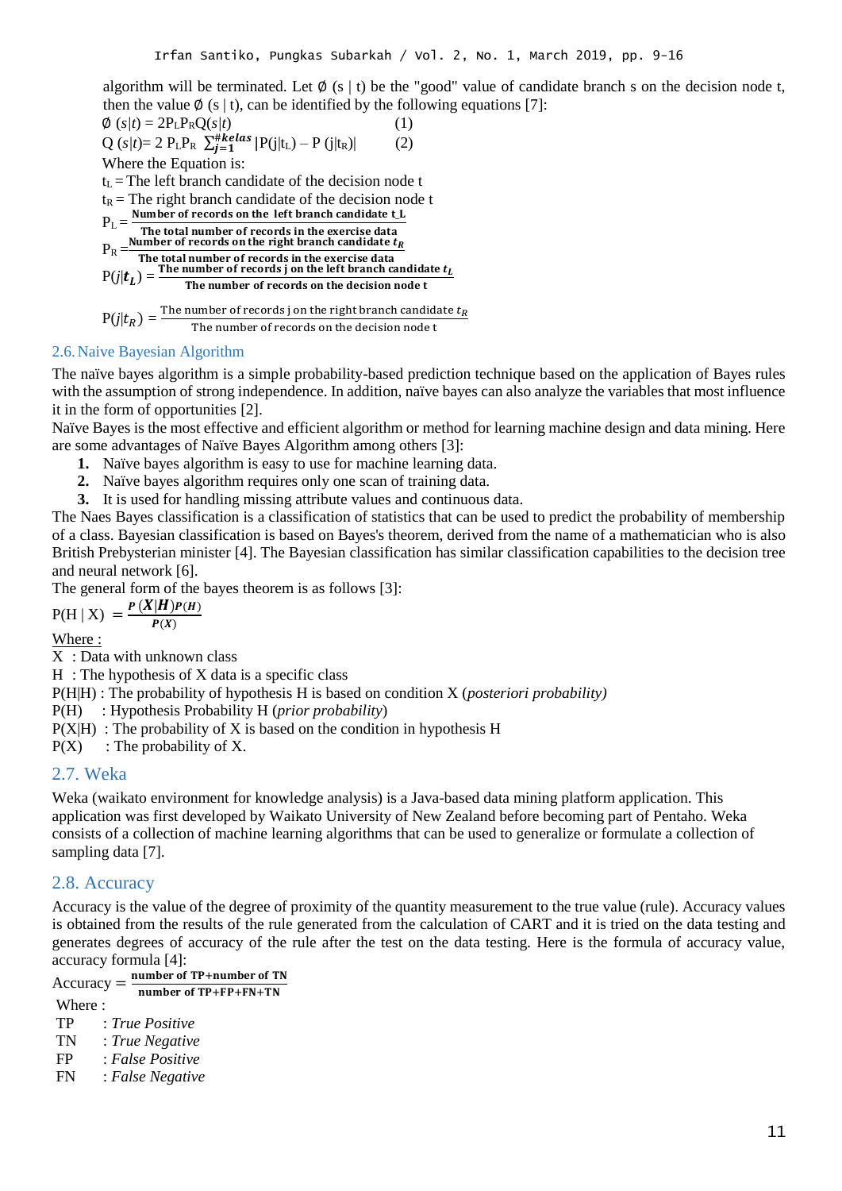algorithm will be terminated. Let Ø (s | t) be the "good" value of candidate branch s on the decision node t, then the value Ø (s | t), can be identified by the following equations [7]:

$$\emptyset\ (s|t) = 2P_L P_R Q(s|t) \quad (1)$$

$$Q\ (s|t) = 2\ P_L P_R\ \sum_{j=1}^{\#kelas} |P(j|t_L) - P\ (j|t_R)| \quad (2)$$

Where the Equation is:

$t_L$ = The left branch candidate of the decision node t

$t_R$ = The right branch candidate of the decision node t

$$P_L = \frac{\text{Number of records on the left branch candidate t\_L}}{\text{The total number of records in the exercise data}}$$

$$P_R = \frac{\text{Number of records on the right branch candidate } t_R}{\text{The total number of records in the exercise data}}$$

$$P(j|t_L) = \frac{\text{The number of records j on the left branch candidate } t_L}{\text{The number of records on the decision node t}}$$

$$P(j|t_R) = \frac{\text{The number of records j on the right branch candidate } t_R}{\text{The number of records on the decision node t}}$$

## 2.6. Naive Bayesian Algorithm

The naïve bayes algorithm is a simple probability-based prediction technique based on the application of Bayes rules with the assumption of strong independence. In addition, naïve bayes can also analyze the variables that most influence it in the form of opportunities [2].

Naïve Bayes is the most effective and efficient algorithm or method for learning machine design and data mining. Here are some advantages of Naïve Bayes Algorithm among others [3]:

1. Naïve bayes algorithm is easy to use for machine learning data.
2. Naïve bayes algorithm requires only one scan of training data.
3. It is used for handling missing attribute values and continuous data.

The Naes Bayes classification is a classification of statistics that can be used to predict the probability of membership of a class. Bayesian classification is based on Bayes's theorem, derived from the name of a mathematician who is also British Prebysterian minister [4]. The Bayesian classification has similar classification capabilities to the decision tree and neural network [6].

The general form of the bayes theorem is as follows [3]:

$$P(H \mid X) = \frac{P(X|H)P(H)}{P(X)}$$

Where :

X : Data with unknown class

H : The hypothesis of X data is a specific class

P(H|H) : The probability of hypothesis H is based on condition X (*posteriori probability)*

P(H) : Hypothesis Probability H (*prior probability*)

P(X|H) : The probability of X is based on the condition in hypothesis H

P(X) : The probability of X.

## 2.7. Weka

Weka (waikato environment for knowledge analysis) is a Java-based data mining platform application. This application was first developed by Waikato University of New Zealand before becoming part of Pentaho. Weka consists of a collection of machine learning algorithms that can be used to generalize or formulate a collection of sampling data [7].

## 2.8. Accuracy

Accuracy is the value of the degree of proximity of the quantity measurement to the true value (rule). Accuracy values is obtained from the results of the rule generated from the calculation of CART and it is tried on the data testing and generates degrees of accuracy of the rule after the test on the data testing. Here is the formula of accuracy value, accuracy formula [4]:

$$\text{Accuracy} = \frac{\text{number of TP+number of TN}}{\text{number of TP+FP+FN+TN}}$$

Where :

TP : *True Positive*

TN : *True Negative*

FP : *False Positive*

FN : *False Negative*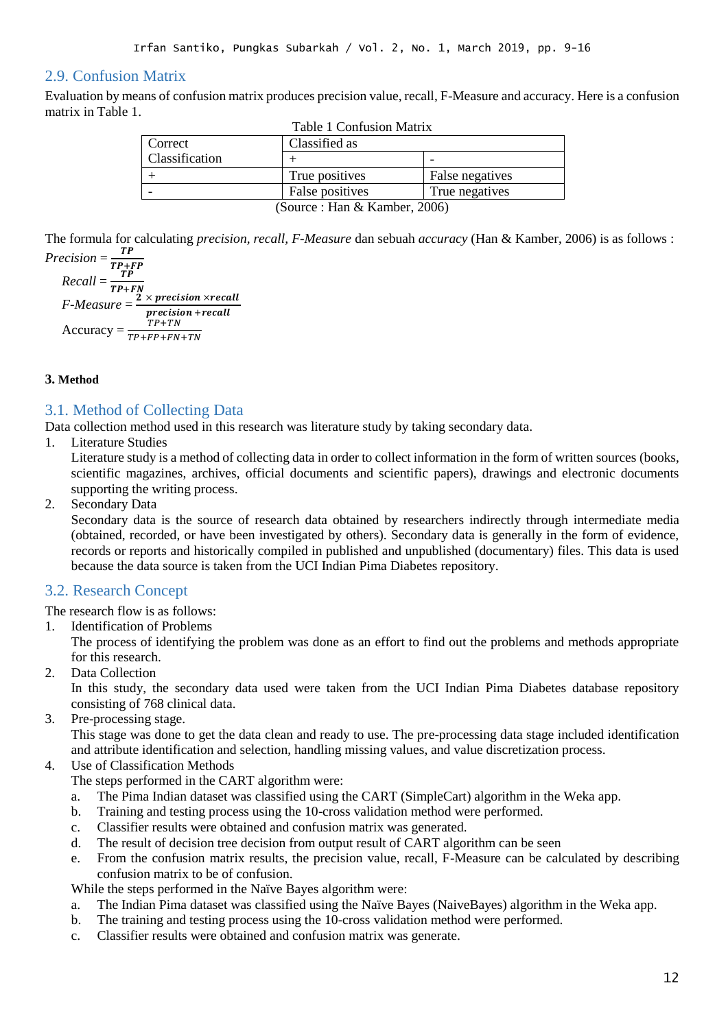## 2.9. Confusion Matrix

Evaluation by means of confusion matrix produces precision value, recall, F-Measure and accuracy. Here is a confusion matrix in Table 1.

Table 1 Confusion Matrix

| Correct Classification | Classified as | |
|---|---|---|
| | + | - |
| + | True positives | False negatives |
| - | False positives | True negatives |

(Source : Han & Kamber, 2006)

The formula for calculating *precision*, *recall*, *F-Measure* dan sebuah *accuracy* (Han & Kamber, 2006) is as follows :

$$Precision = \frac{TP}{TP+FP}$$

$$Recall = \frac{TP}{TP+FN}$$

$$F\text{-}Measure = \frac{2 \times precision \times recall}{precision + recall}$$

$$\text{Accuracy} = \frac{TP+TN}{TP+FP+FN+TN}$$

**3. Method**

## 3.1. Method of Collecting Data

Data collection method used in this research was literature study by taking secondary data.

1. Literature Studies
   Literature study is a method of collecting data in order to collect information in the form of written sources (books, scientific magazines, archives, official documents and scientific papers), drawings and electronic documents supporting the writing process.
2. Secondary Data
   Secondary data is the source of research data obtained by researchers indirectly through intermediate media (obtained, recorded, or have been investigated by others). Secondary data is generally in the form of evidence, records or reports and historically compiled in published and unpublished (documentary) files. This data is used because the data source is taken from the UCI Indian Pima Diabetes repository.

## 3.2. Research Concept

The research flow is as follows:

1. Identification of Problems
   The process of identifying the problem was done as an effort to find out the problems and methods appropriate for this research.
2. Data Collection
   In this study, the secondary data used were taken from the UCI Indian Pima Diabetes database repository consisting of 768 clinical data.
3. Pre-processing stage.
   This stage was done to get the data clean and ready to use. The pre-processing data stage included identification and attribute identification and selection, handling missing values, and value discretization process.
4. Use of Classification Methods
   The steps performed in the CART algorithm were:
   a. The Pima Indian dataset was classified using the CART (SimpleCart) algorithm in the Weka app.
   b. Training and testing process using the 10-cross validation method were performed.
   c. Classifier results were obtained and confusion matrix was generated.
   d. The result of decision tree decision from output result of CART algorithm can be seen
   e. From the confusion matrix results, the precision value, recall, F-Measure can be calculated by describing confusion matrix to be of confusion.

   While the steps performed in the Naïve Bayes algorithm were:
   a. The Indian Pima dataset was classified using the Naïve Bayes (NaiveBayes) algorithm in the Weka app.
   b. The training and testing process using the 10-cross validation method were performed.
   c. Classifier results were obtained and confusion matrix was generate.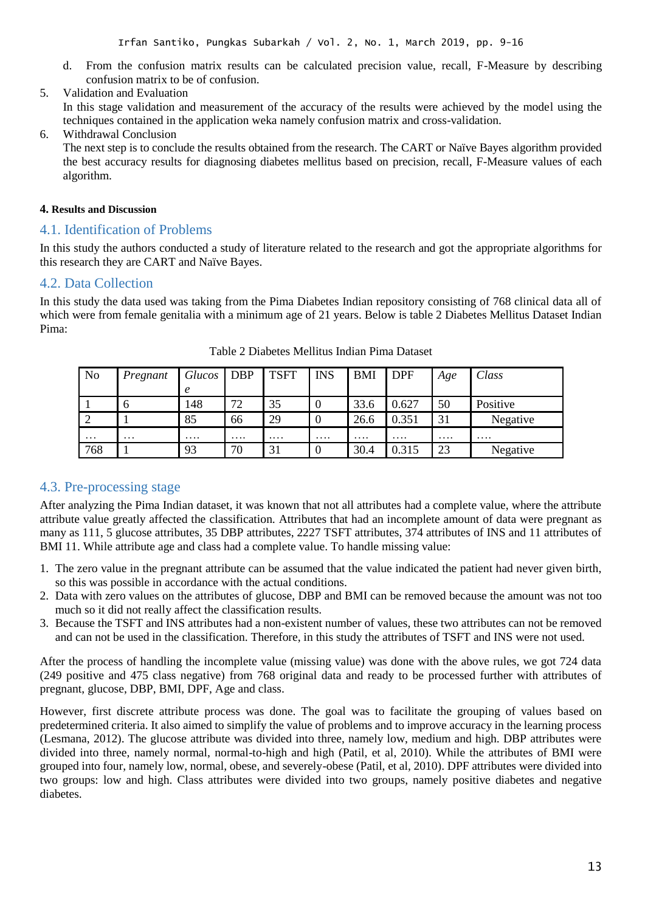d. From the confusion matrix results can be calculated precision value, recall, F-Measure by describing confusion matrix to be of confusion.

5. Validation and Evaluation
   In this stage validation and measurement of the accuracy of the results were achieved by the model using the techniques contained in the application weka namely confusion matrix and cross-validation.
6. Withdrawal Conclusion
   The next step is to conclude the results obtained from the research. The CART or Naïve Bayes algorithm provided the best accuracy results for diagnosing diabetes mellitus based on precision, recall, F-Measure values of each algorithm.

#### 4. Results and Discussion

## 4.1. Identification of Problems

In this study the authors conducted a study of literature related to the research and got the appropriate algorithms for this research they are CART and Naïve Bayes.

## 4.2. Data Collection

In this study the data used was taking from the Pima Diabetes Indian repository consisting of 768 clinical data all of which were from female genitalia with a minimum age of 21 years. Below is table 2 Diabetes Mellitus Dataset Indian Pima:

Table 2 Diabetes Mellitus Indian Pima Dataset

| No | *Pregnant* | *Glucose* | DBP | TSFT | INS | BMI | DPF | *Age* | *Class* |
|---|---|---|---|---|---|---|---|---|---|
| 1 | 6 | 148 | 72 | 35 | 0 | 33.6 | 0.627 | 50 | Positive |
| 2 | 1 | 85 | 66 | 29 | 0 | 26.6 | 0.351 | 31 | Negative |
| … | … | …. | …. | …. | …. | …. | …. | …. | …. |
| 768 | 1 | 93 | 70 | 31 | 0 | 30.4 | 0.315 | 23 | Negative |

## 4.3. Pre-processing stage

After analyzing the Pima Indian dataset, it was known that not all attributes had a complete value, where the attribute attribute value greatly affected the classification. Attributes that had an incomplete amount of data were pregnant as many as 111, 5 glucose attributes, 35 DBP attributes, 2227 TSFT attributes, 374 attributes of INS and 11 attributes of BMI 11. While attribute age and class had a complete value. To handle missing value:

1. The zero value in the pregnant attribute can be assumed that the value indicated the patient had never given birth, so this was possible in accordance with the actual conditions.
2. Data with zero values on the attributes of glucose, DBP and BMI can be removed because the amount was not too much so it did not really affect the classification results.
3. Because the TSFT and INS attributes had a non-existent number of values, these two attributes can not be removed and can not be used in the classification. Therefore, in this study the attributes of TSFT and INS were not used.

After the process of handling the incomplete value (missing value) was done with the above rules, we got 724 data (249 positive and 475 class negative) from 768 original data and ready to be processed further with attributes of pregnant, glucose, DBP, BMI, DPF, Age and class.

However, first discrete attribute process was done. The goal was to facilitate the grouping of values based on predetermined criteria. It also aimed to simplify the value of problems and to improve accuracy in the learning process (Lesmana, 2012). The glucose attribute was divided into three, namely low, medium and high. DBP attributes were divided into three, namely normal, normal-to-high and high (Patil, et al, 2010). While the attributes of BMI were grouped into four, namely low, normal, obese, and severely-obese (Patil, et al, 2010). DPF attributes were divided into two groups: low and high. Class attributes were divided into two groups, namely positive diabetes and negative diabetes.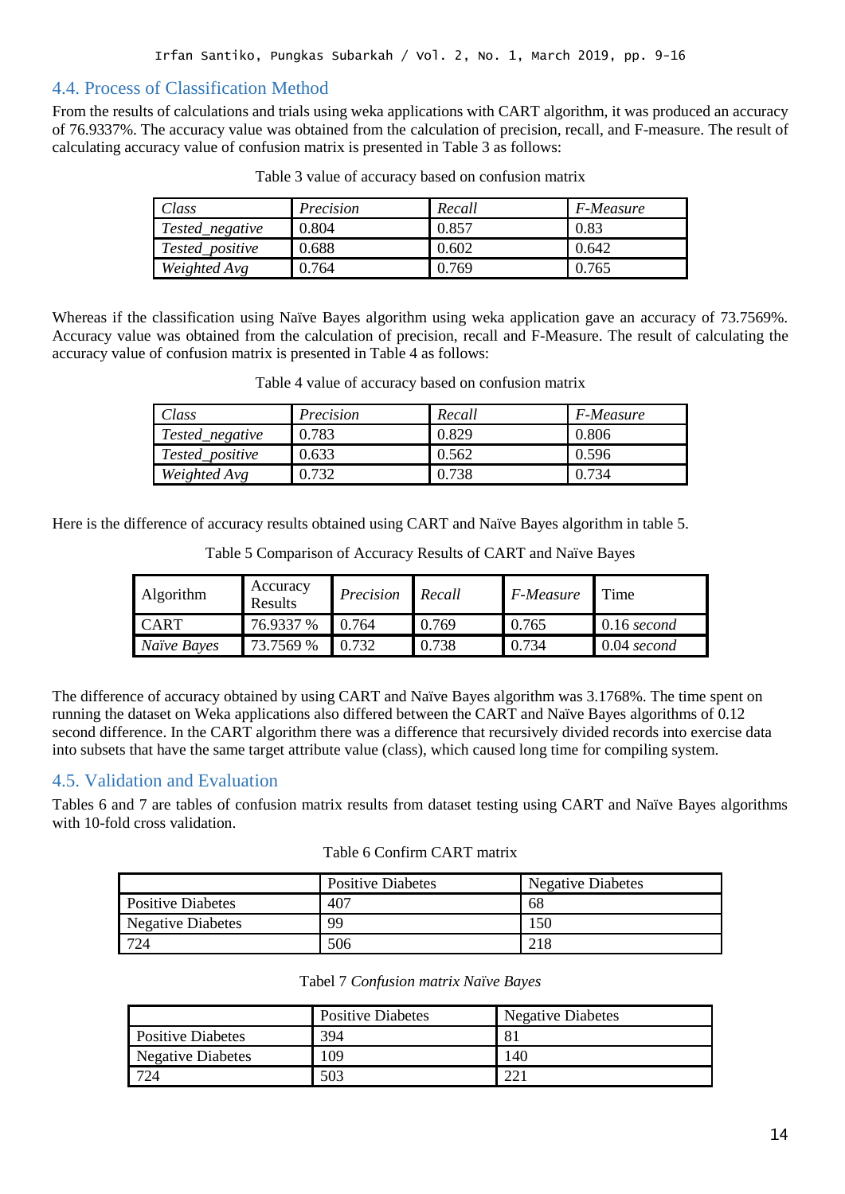## 4.4. Process of Classification Method

From the results of calculations and trials using weka applications with CART algorithm, it was produced an accuracy of 76.9337%. The accuracy value was obtained from the calculation of precision, recall, and F-measure. The result of calculating accuracy value of confusion matrix is presented in Table 3 as follows:

Table 3 value of accuracy based on confusion matrix

| *Class* | *Precision* | *Recall* | *F-Measure* |
|---|---|---|---|
| *Tested_negative* | 0.804 | 0.857 | 0.83 |
| *Tested_positive* | 0.688 | 0.602 | 0.642 |
| *Weighted Avg* | 0.764 | 0.769 | 0.765 |

Whereas if the classification using Naïve Bayes algorithm using weka application gave an accuracy of 73.7569%. Accuracy value was obtained from the calculation of precision, recall and F-Measure. The result of calculating the accuracy value of confusion matrix is presented in Table 4 as follows:

Table 4 value of accuracy based on confusion matrix

| *Class* | *Precision* | *Recall* | *F-Measure* |
|---|---|---|---|
| *Tested_negative* | 0.783 | 0.829 | 0.806 |
| *Tested_positive* | 0.633 | 0.562 | 0.596 |
| *Weighted Avg* | 0.732 | 0.738 | 0.734 |

Here is the difference of accuracy results obtained using CART and Naïve Bayes algorithm in table 5.

Table 5 Comparison of Accuracy Results of CART and Naïve Bayes

| Algorithm | Accuracy Results | *Precision* | *Recall* | *F-Measure* | Time |
|---|---|---|---|---|---|
| CART | 76.9337 % | 0.764 | 0.769 | 0.765 | 0.16 *second* |
| *Naïve Bayes* | 73.7569 % | 0.732 | 0.738 | 0.734 | 0.04 *second* |

The difference of accuracy obtained by using CART and Naïve Bayes algorithm was 3.1768%. The time spent on running the dataset on Weka applications also differed between the CART and Naïve Bayes algorithms of 0.12 second difference. In the CART algorithm there was a difference that recursively divided records into exercise data into subsets that have the same target attribute value (class), which caused long time for compiling system.

## 4.5. Validation and Evaluation

Tables 6 and 7 are tables of confusion matrix results from dataset testing using CART and Naïve Bayes algorithms with 10-fold cross validation.

Table 6 Confirm CART matrix

| | Positive Diabetes | Negative Diabetes |
|---|---|---|
| Positive Diabetes | 407 | 68 |
| Negative Diabetes | 99 | 150 |
| 724 | 506 | 218 |

Tabel 7 *Confusion matrix Naïve Bayes*

| | Positive Diabetes | Negative Diabetes |
|---|---|---|
| Positive Diabetes | 394 | 81 |
| Negative Diabetes | 109 | 140 |
| 724 | 503 | 221 |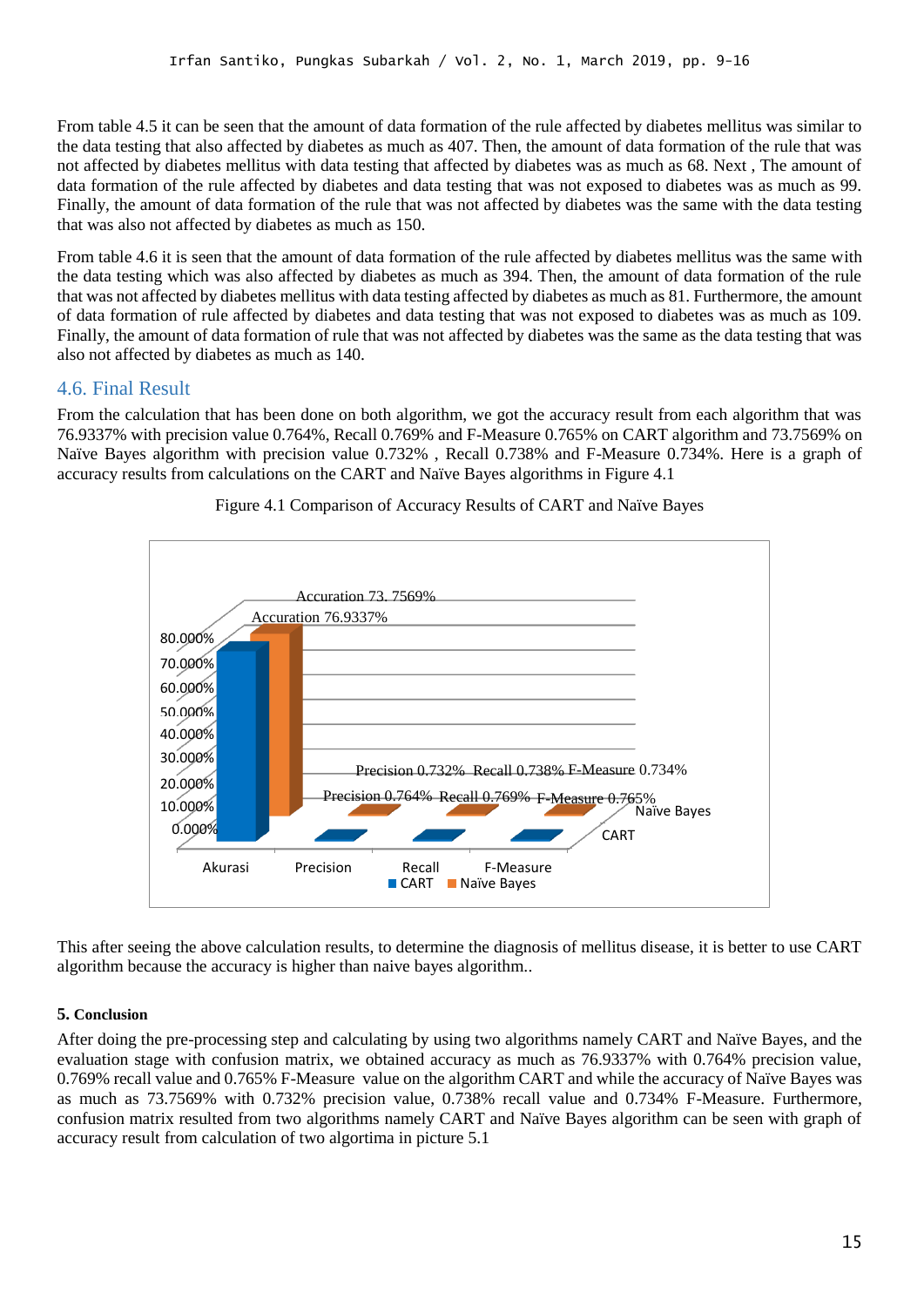From table 4.5 it can be seen that the amount of data formation of the rule affected by diabetes mellitus was similar to the data testing that also affected by diabetes as much as 407. Then, the amount of data formation of the rule that was not affected by diabetes mellitus with data testing that affected by diabetes was as much as 68. Next , The amount of data formation of the rule affected by diabetes and data testing that was not exposed to diabetes was as much as 99. Finally, the amount of data formation of the rule that was not affected by diabetes was the same with the data testing that was also not affected by diabetes as much as 150.

From table 4.6 it is seen that the amount of data formation of the rule affected by diabetes mellitus was the same with the data testing which was also affected by diabetes as much as 394. Then, the amount of data formation of the rule that was not affected by diabetes mellitus with data testing affected by diabetes was as much as 81. Furthermore, the amount of data formation of rule affected by diabetes and data testing that was not exposed to diabetes was as much as 109. Finally, the amount of data formation of rule that was not affected by diabetes was the same as the data testing that was also not affected by diabetes as much as 140.

## 4.6. Final Result

From the calculation that has been done on both algorithm, we got the accuracy result from each algorithm that was 76.9337% with precision value 0.764%, Recall 0.769% and F-Measure 0.765% on CART algorithm and 73.7569% on Naïve Bayes algorithm with precision value 0.732% , Recall 0.738% and F-Measure 0.734%. Here is a graph of accuracy results from calculations on the CART and Naïve Bayes algorithms in Figure 4.1

Figure 4.1 Comparison of Accuracy Results of CART and Naïve Bayes

This after seeing the above calculation results, to determine the diagnosis of mellitus disease, it is better to use CART algorithm because the accuracy is higher than naive bayes algorithm..

### 5. Conclusion

After doing the pre-processing step and calculating by using two algorithms namely CART and Naïve Bayes, and the evaluation stage with confusion matrix, we obtained accuracy as much as 76.9337% with 0.764% precision value, 0.769% recall value and 0.765% F-Measure value on the algorithm CART and while the accuracy of Naïve Bayes was as much as 73.7569% with 0.732% precision value, 0.738% recall value and 0.734% F-Measure. Furthermore, confusion matrix resulted from two algorithms namely CART and Naïve Bayes algorithm can be seen with graph of accuracy result from calculation of two algortima in picture 5.1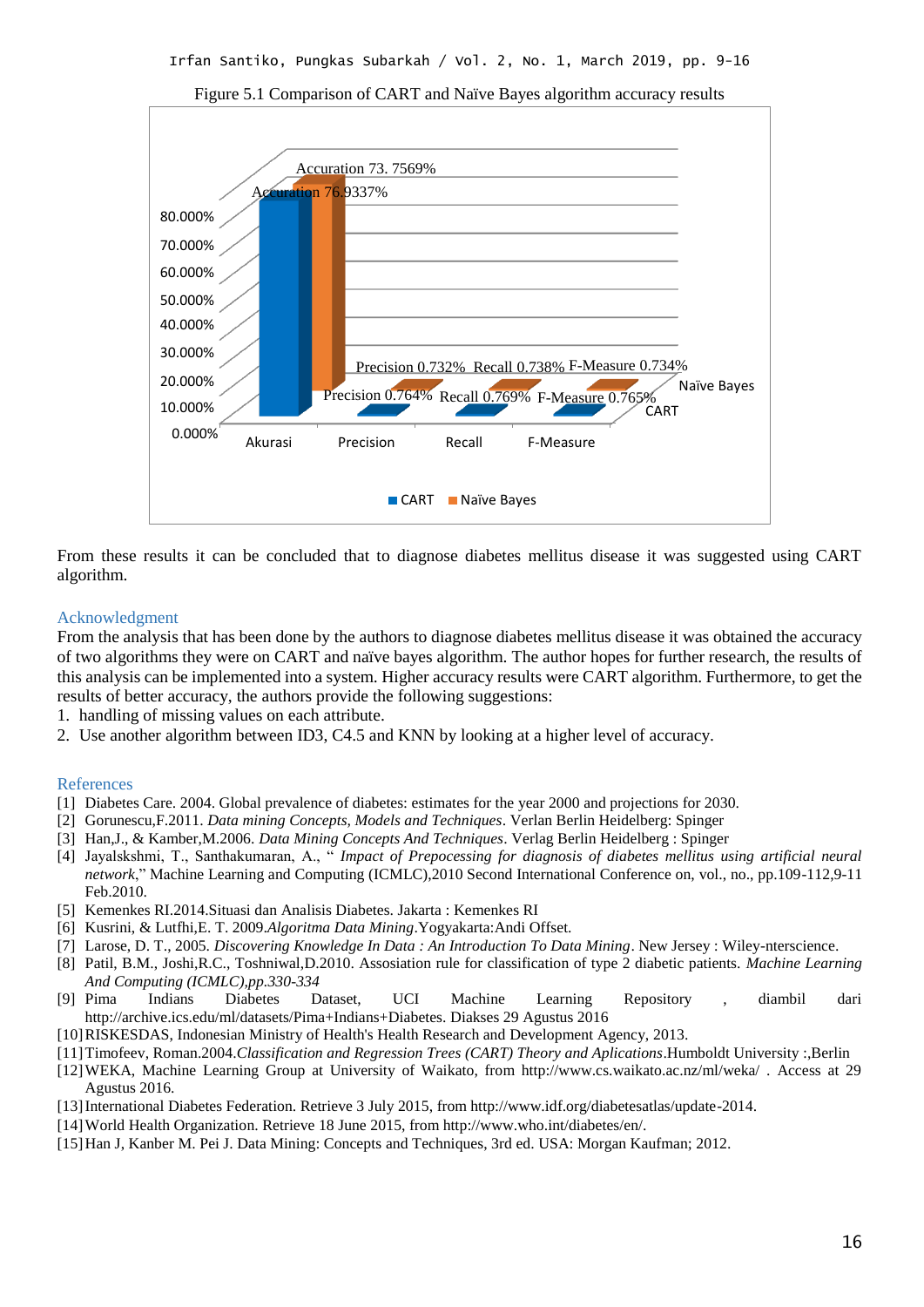Figure 5.1 Comparison of CART and Naïve Bayes algorithm accuracy results

Accuration 73. 7569%
Accuration 76.9337%
80.000%
70.000%
60.000%
50.000%
40.000%
30.000%
20.000%
10.000%
0.000%
Precision 0.732% Recall 0.738% F-Measure 0.734%
Precision 0.764% Recall 0.769% F-Measure 0.765%
Naïve Bayes
CART
Akurasi Precision Recall F-Measure
CART Naïve Bayes

From these results it can be concluded that to diagnose diabetes mellitus disease it was suggested using CART algorithm.

## Acknowledgment

From the analysis that has been done by the authors to diagnose diabetes mellitus disease it was obtained the accuracy of two algorithms they were on CART and naïve bayes algorithm. The author hopes for further research, the results of this analysis can be implemented into a system. Higher accuracy results were CART algorithm. Furthermore, to get the results of better accuracy, the authors provide the following suggestions:

1. handling of missing values on each attribute.
2. Use another algorithm between ID3, C4.5 and KNN by looking at a higher level of accuracy.

## References

[1] Diabetes Care. 2004. Global prevalence of diabetes: estimates for the year 2000 and projections for 2030.
[2] Gorunescu,F.2011. *Data mining Concepts, Models and Techniques*. Verlan Berlin Heidelberg: Spinger
[3] Han,J., & Kamber,M.2006. *Data Mining Concepts And Techniques*. Verlag Berlin Heidelberg : Spinger
[4] Jayalskshmi, T., Santhakumaran, A., " *Impact of Prepocessing for diagnosis of diabetes mellitus using artificial neural network*," Machine Learning and Computing (ICMLC),2010 Second International Conference on, vol., no., pp.109-112,9-11 Feb.2010.
[5] Kemenkes RI.2014.Situasi dan Analisis Diabetes. Jakarta : Kemenkes RI
[6] Kusrini, & Lutfhi,E. T. 2009.*Algoritma Data Mining*.Yogyakarta:Andi Offset.
[7] Larose, D. T., 2005. *Discovering Knowledge In Data : An Introduction To Data Mining*. New Jersey : Wiley-nterscience.
[8] Patil, B.M., Joshi,R.C., Toshniwal,D.2010. Assosiation rule for classification of type 2 diabetic patients. *Machine Learning And Computing (ICMLC),pp.330-334*
[9] Pima Indians Diabetes Dataset, UCI Machine Learning Repository , diambil dari http://archive.ics.edu/ml/datasets/Pima+Indians+Diabetes. Diakses 29 Agustus 2016
[10] RISKESDAS, Indonesian Ministry of Health's Health Research and Development Agency, 2013.
[11] Timofeev, Roman.2004.*Classification and Regression Trees (CART) Theory and Aplications*.Humboldt University :,Berlin
[12] WEKA, Machine Learning Group at University of Waikato, from http://www.cs.waikato.ac.nz/ml/weka/ . Access at 29 Agustus 2016.
[13] International Diabetes Federation. Retrieve 3 July 2015, from http://www.idf.org/diabetesatlas/update-2014.
[14] World Health Organization. Retrieve 18 June 2015, from http://www.who.int/diabetes/en/.
[15] Han J, Kanber M. Pei J. Data Mining: Concepts and Techniques, 3rd ed. USA: Morgan Kaufman; 2012.